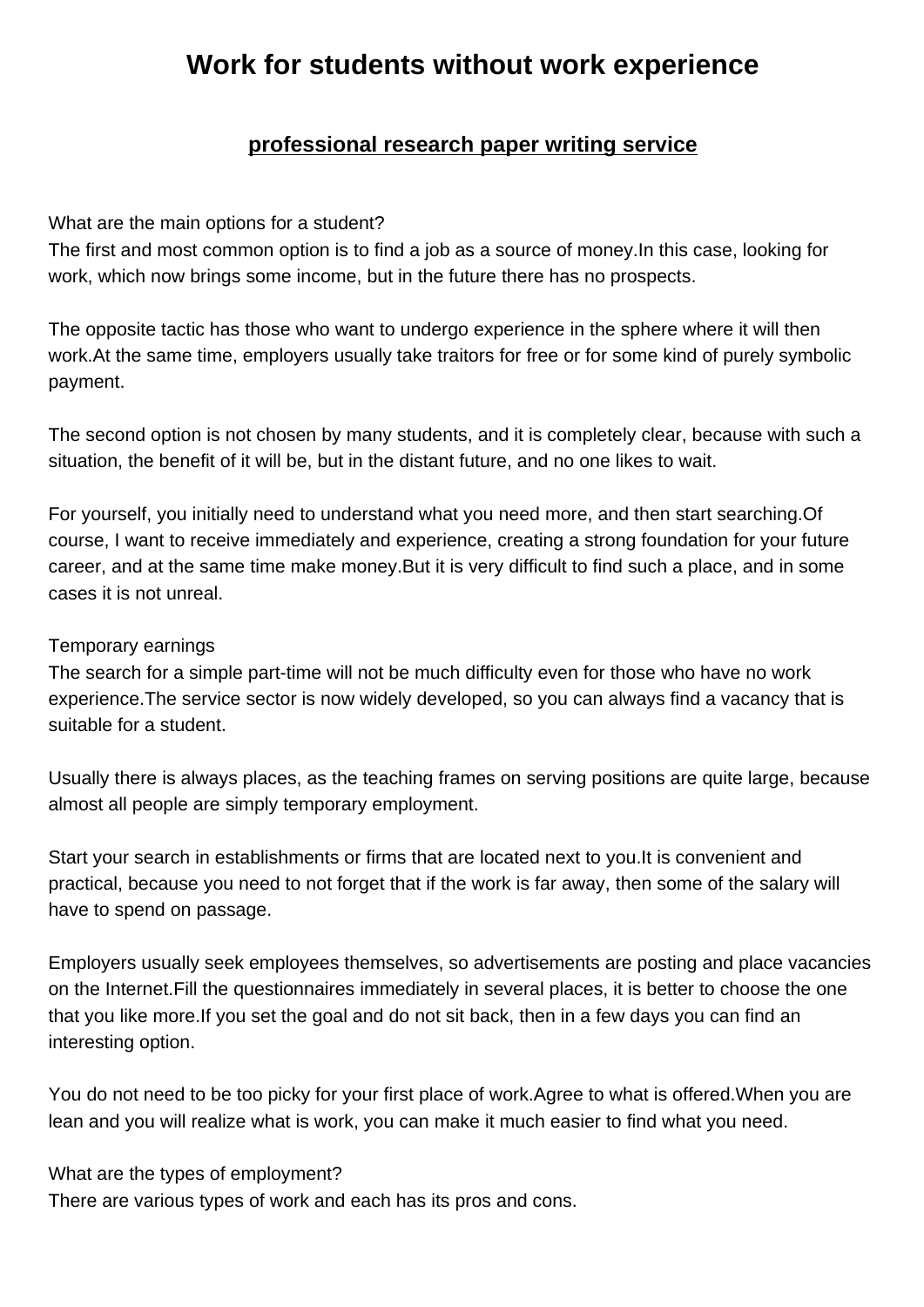# Work for students without work experience

## professional research paper writing service

What are the main options for a student?
The first and most common option is to find a job as a source of money.In this case, looking for work, which now brings some income, but in the future there has no prospects.

The opposite tactic has those who want to undergo experience in the sphere where it will then work.At the same time, employers usually take traitors for free or for some kind of purely symbolic payment.

The second option is not chosen by many students, and it is completely clear, because with such a situation, the benefit of it will be, but in the distant future, and no one likes to wait.

For yourself, you initially need to understand what you need more, and then start searching.Of course, I want to receive immediately and experience, creating a strong foundation for your future career, and at the same time make money.But it is very difficult to find such a place, and in some cases it is not unreal.

Temporary earnings
The search for a simple part-time will not be much difficulty even for those who have no work experience.The service sector is now widely developed, so you can always find a vacancy that is suitable for a student.

Usually there is always places, as the teaching frames on serving positions are quite large, because almost all people are simply temporary employment.

Start your search in establishments or firms that are located next to you.It is convenient and practical, because you need to not forget that if the work is far away, then some of the salary will have to spend on passage.

Employers usually seek employees themselves, so advertisements are posting and place vacancies on the Internet.Fill the questionnaires immediately in several places, it is better to choose the one that you like more.If you set the goal and do not sit back, then in a few days you can find an interesting option.

You do not need to be too picky for your first place of work.Agree to what is offered.When you are lean and you will realize what is work, you can make it much easier to find what you need.

What are the types of employment?
There are various types of work and each has its pros and cons.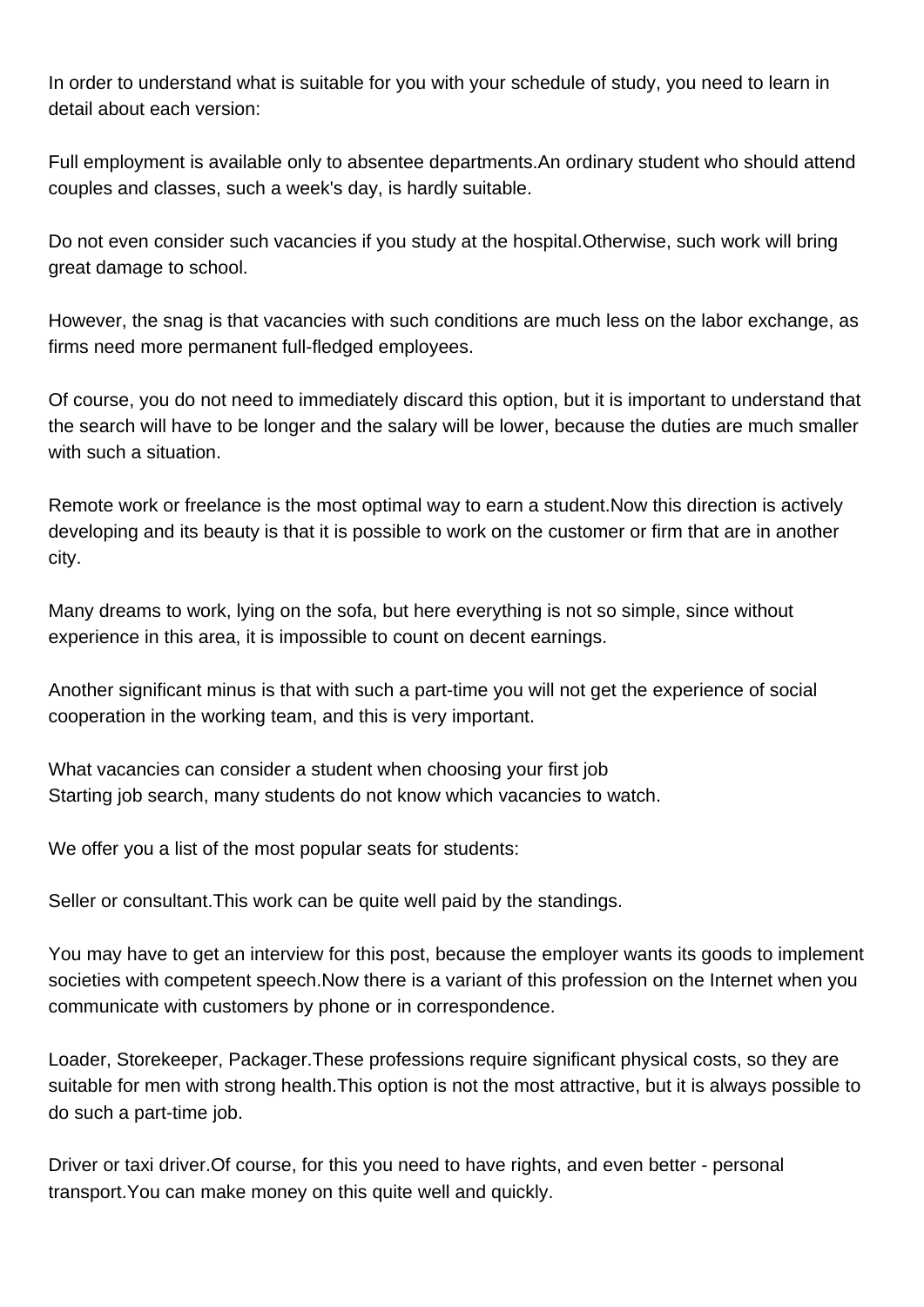In order to understand what is suitable for you with your schedule of study, you need to learn in detail about each version:

Full employment is available only to absentee departments.An ordinary student who should attend couples and classes, such a week's day, is hardly suitable.

Do not even consider such vacancies if you study at the hospital.Otherwise, such work will bring great damage to school.

However, the snag is that vacancies with such conditions are much less on the labor exchange, as firms need more permanent full-fledged employees.

Of course, you do not need to immediately discard this option, but it is important to understand that the search will have to be longer and the salary will be lower, because the duties are much smaller with such a situation.

Remote work or freelance is the most optimal way to earn a student.Now this direction is actively developing and its beauty is that it is possible to work on the customer or firm that are in another city.

Many dreams to work, lying on the sofa, but here everything is not so simple, since without experience in this area, it is impossible to count on decent earnings.

Another significant minus is that with such a part-time you will not get the experience of social cooperation in the working team, and this is very important.

What vacancies can consider a student when choosing your first job
Starting job search, many students do not know which vacancies to watch.

We offer you a list of the most popular seats for students:

Seller or consultant.This work can be quite well paid by the standings.

You may have to get an interview for this post, because the employer wants its goods to implement societies with competent speech.Now there is a variant of this profession on the Internet when you communicate with customers by phone or in correspondence.

Loader, Storekeeper, Packager.These professions require significant physical costs, so they are suitable for men with strong health.This option is not the most attractive, but it is always possible to do such a part-time job.

Driver or taxi driver.Of course, for this you need to have rights, and even better - personal transport.You can make money on this quite well and quickly.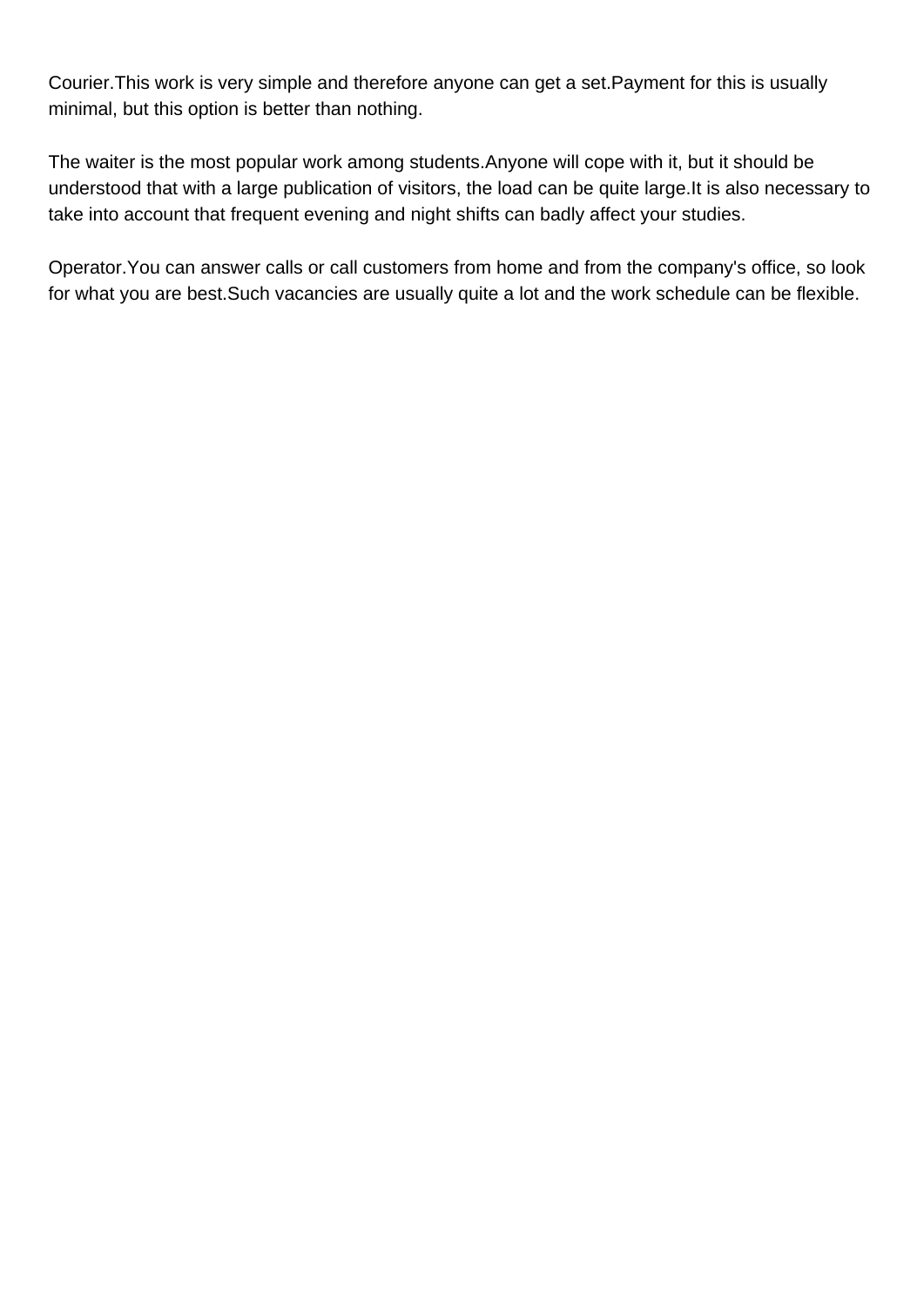Courier.This work is very simple and therefore anyone can get a set.Payment for this is usually minimal, but this option is better than nothing.

The waiter is the most popular work among students.Anyone will cope with it, but it should be understood that with a large publication of visitors, the load can be quite large.It is also necessary to take into account that frequent evening and night shifts can badly affect your studies.

Operator.You can answer calls or call customers from home and from the company's office, so look for what you are best.Such vacancies are usually quite a lot and the work schedule can be flexible.